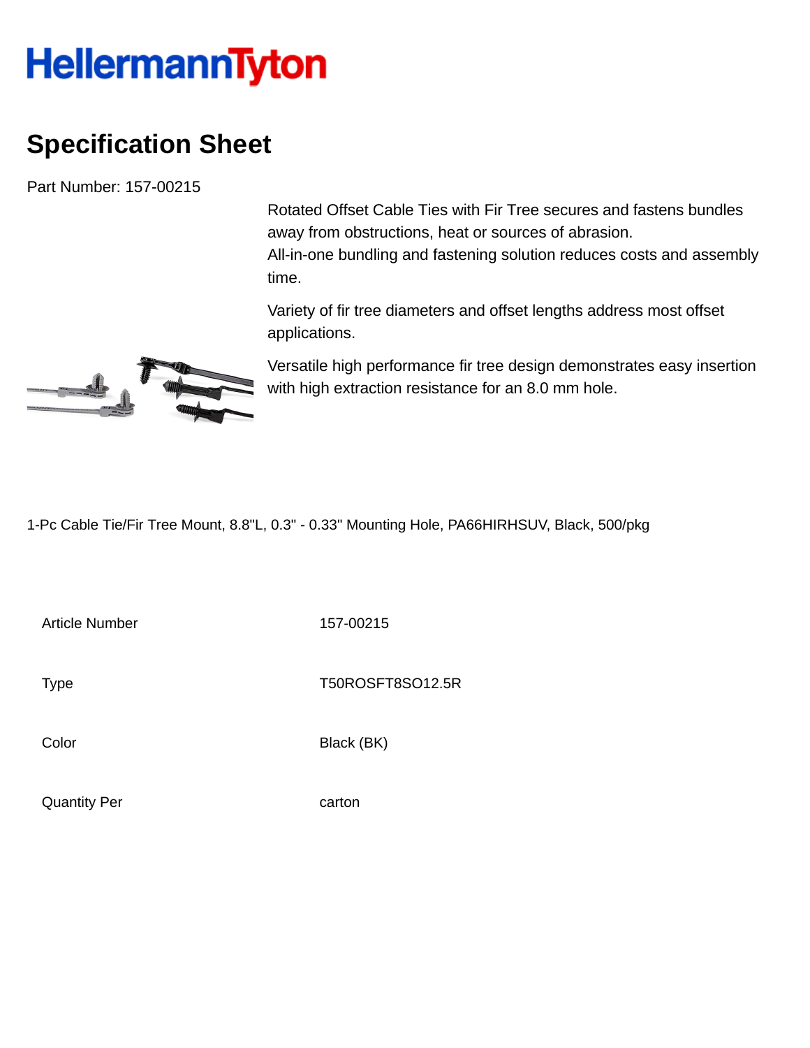HellermannTyton

# Specification Sheet

Part Number: 157-00215

Rotated Offset Cable Ties with Fir Tree secures and fastens bundles away from obstructions, heat or sources of abrasion.
All-in-one bundling and fastening solution reduces costs and assembly time.

Variety of fir tree diameters and offset lengths address most offset applications.

Versatile high performance fir tree design demonstrates easy insertion with high extraction resistance for an 8.0 mm hole.

1-Pc Cable Tie/Fir Tree Mount, 8.8"L, 0.3" - 0.33" Mounting Hole, PA66HIRHSUV, Black, 500/pkg

| | |
|---|---|
| Article Number | 157-00215 |
| Type | T50ROSFT8SO12.5R |
| Color | Black (BK) |
| Quantity Per | carton |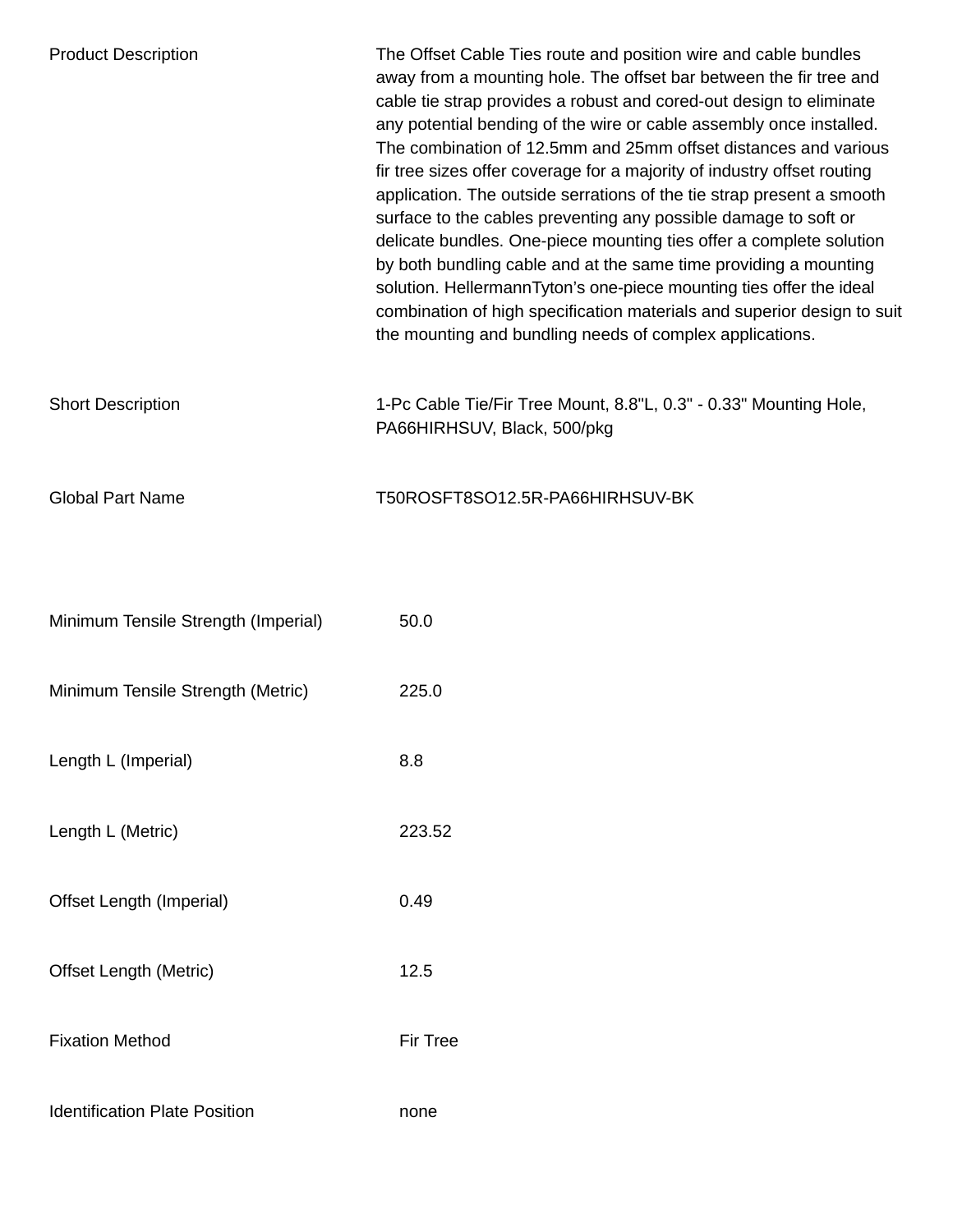| | |
|---|---|
| Product Description | The Offset Cable Ties route and position wire and cable bundles away from a mounting hole. The offset bar between the fir tree and cable tie strap provides a robust and cored-out design to eliminate any potential bending of the wire or cable assembly once installed. The combination of 12.5mm and 25mm offset distances and various fir tree sizes offer coverage for a majority of industry offset routing application. The outside serrations of the tie strap present a smooth surface to the cables preventing any possible damage to soft or delicate bundles. One-piece mounting ties offer a complete solution by both bundling cable and at the same time providing a mounting solution. HellermannTyton's one-piece mounting ties offer the ideal combination of high specification materials and superior design to suit the mounting and bundling needs of complex applications. |
| Short Description | 1-Pc Cable Tie/Fir Tree Mount, 8.8"L, 0.3" - 0.33" Mounting Hole, PA66HIRHSUV, Black, 500/pkg |
| Global Part Name | T50ROSFT8SO12.5R-PA66HIRHSUV-BK |

| | |
|---|---|
| Minimum Tensile Strength (Imperial) | 50.0 |
| Minimum Tensile Strength (Metric) | 225.0 |
| Length L (Imperial) | 8.8 |
| Length L (Metric) | 223.52 |
| Offset Length (Imperial) | 0.49 |
| Offset Length (Metric) | 12.5 |
| Fixation Method | Fir Tree |
| Identification Plate Position | none |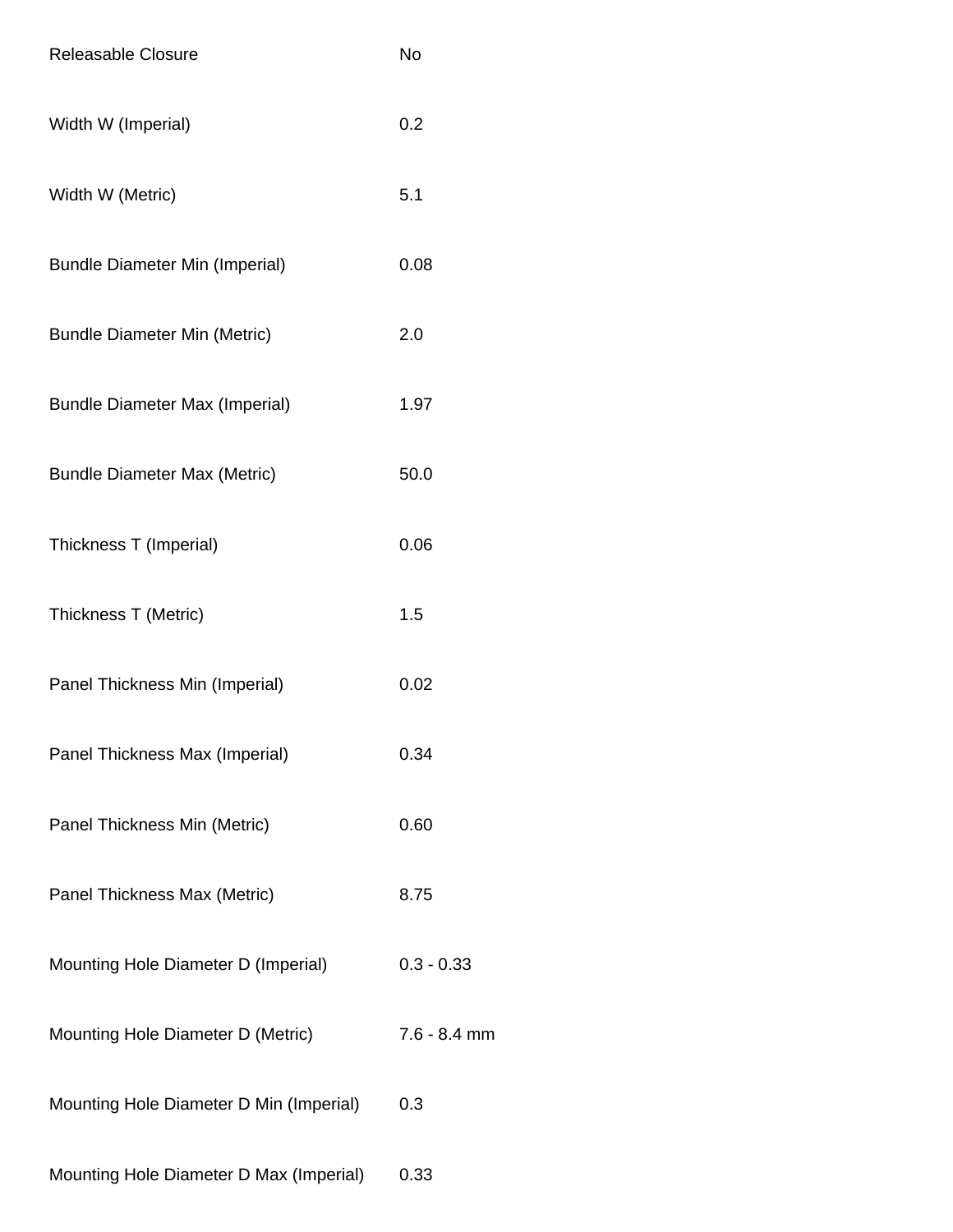| | |
|---|---|
| Releasable Closure | No |
| Width W (Imperial) | 0.2 |
| Width W (Metric) | 5.1 |
| Bundle Diameter Min (Imperial) | 0.08 |
| Bundle Diameter Min (Metric) | 2.0 |
| Bundle Diameter Max (Imperial) | 1.97 |
| Bundle Diameter Max (Metric) | 50.0 |
| Thickness T (Imperial) | 0.06 |
| Thickness T (Metric) | 1.5 |
| Panel Thickness Min (Imperial) | 0.02 |
| Panel Thickness Max (Imperial) | 0.34 |
| Panel Thickness Min (Metric) | 0.60 |
| Panel Thickness Max (Metric) | 8.75 |
| Mounting Hole Diameter D (Imperial) | 0.3 - 0.33 |
| Mounting Hole Diameter D (Metric) | 7.6 - 8.4 mm |
| Mounting Hole Diameter D Min (Imperial) | 0.3 |
| Mounting Hole Diameter D Max (Imperial) | 0.33 |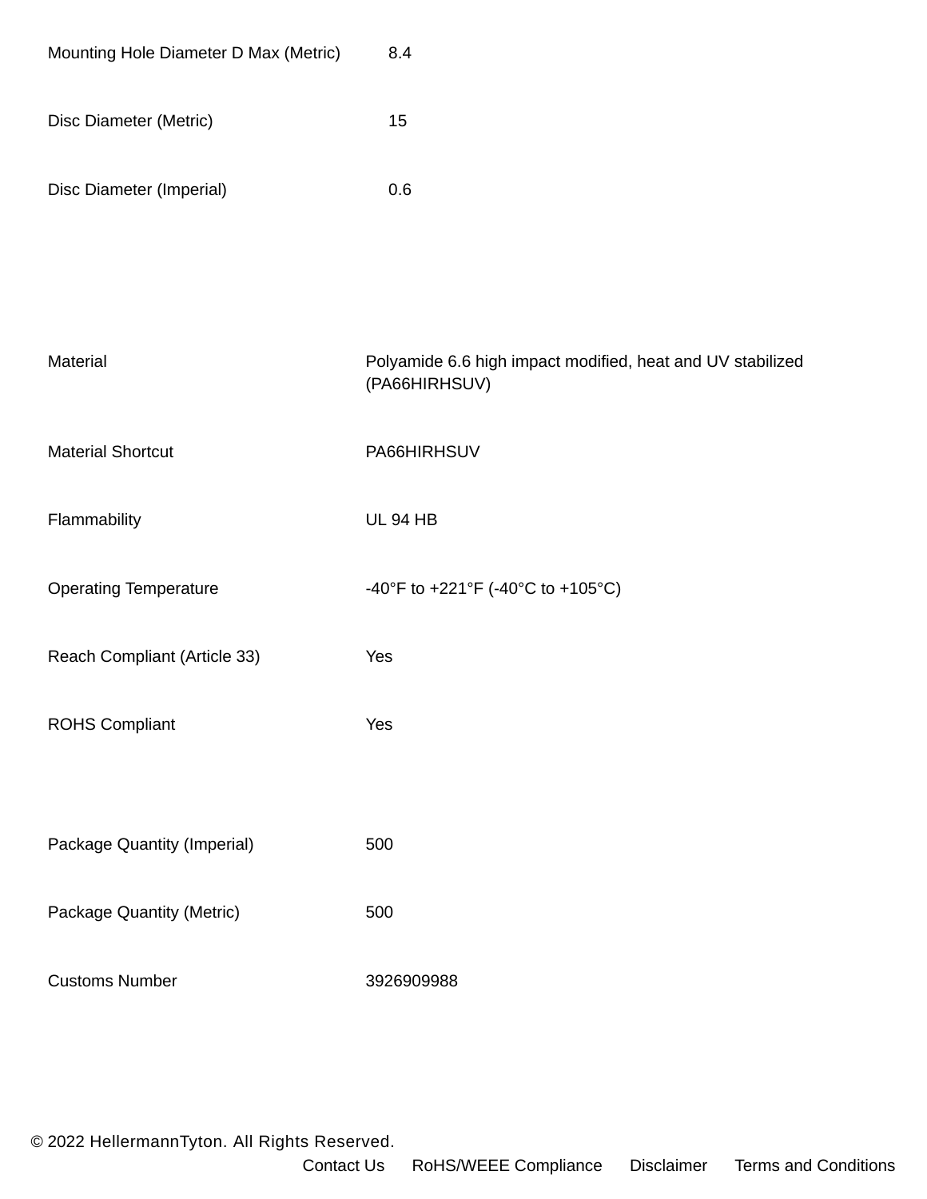| | |
|---|---|
| Mounting Hole Diameter D Max (Metric) | 8.4 |
| Disc Diameter (Metric) | 15 |
| Disc Diameter (Imperial) | 0.6 |

| | |
|---|---|
| Material | Polyamide 6.6 high impact modified, heat and UV stabilized (PA66HIRHSUV) |
| Material Shortcut | PA66HIRHSUV |
| Flammability | UL 94 HB |
| Operating Temperature | -40°F to +221°F (-40°C to +105°C) |
| Reach Compliant (Article 33) | Yes |
| ROHS Compliant | Yes |

| | |
|---|---|
| Package Quantity (Imperial) | 500 |
| Package Quantity (Metric) | 500 |
| Customs Number | 3926909988 |

© 2022 HellermannTyton. All Rights Reserved.

Contact Us RoHS/WEEE Compliance Disclaimer Terms and Conditions